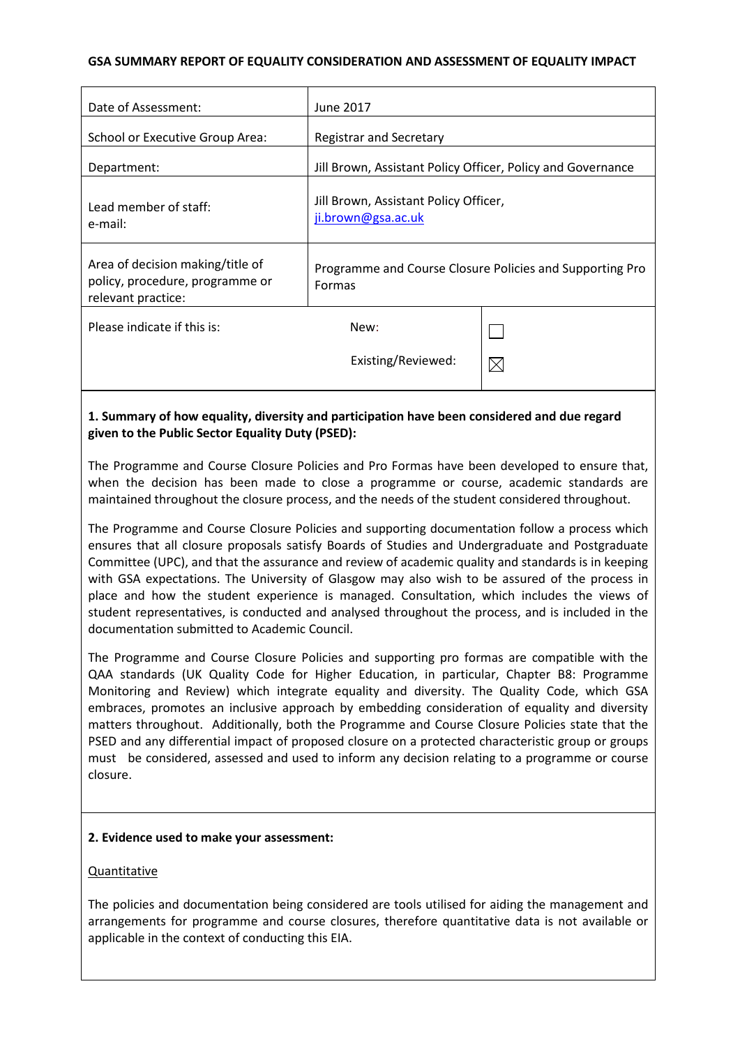**GSA SUMMARY REPORT OF EQUALITY CONSIDERATION AND ASSESSMENT OF EQUALITY IMPACT**

| | | |
|---|---|---|
| Date of Assessment: | June 2017 | |
| School or Executive Group Area: | Registrar and Secretary | |
| Department: | Jill Brown, Assistant Policy Officer, Policy and Governance | |
| Lead member of staff:<br>e-mail: | Jill Brown, Assistant Policy Officer,<br>ji.brown@gsa.ac.uk | |
| Area of decision making/title of policy, procedure, programme or relevant practice: | Programme and Course Closure Policies and Supporting Pro Formas | |
| Please indicate if this is: | New: | ☐ |
| | Existing/Reviewed: | ☒ |

**1. Summary of how equality, diversity and participation have been considered and due regard given to the Public Sector Equality Duty (PSED):**

The Programme and Course Closure Policies and Pro Formas have been developed to ensure that, when the decision has been made to close a programme or course, academic standards are maintained throughout the closure process, and the needs of the student considered throughout.

The Programme and Course Closure Policies and supporting documentation follow a process which ensures that all closure proposals satisfy Boards of Studies and Undergraduate and Postgraduate Committee (UPC), and that the assurance and review of academic quality and standards is in keeping with GSA expectations. The University of Glasgow may also wish to be assured of the process in place and how the student experience is managed. Consultation, which includes the views of student representatives, is conducted and analysed throughout the process, and is included in the documentation submitted to Academic Council.

The Programme and Course Closure Policies and supporting pro formas are compatible with the QAA standards (UK Quality Code for Higher Education, in particular, Chapter B8: Programme Monitoring and Review) which integrate equality and diversity. The Quality Code, which GSA embraces, promotes an inclusive approach by embedding consideration of equality and diversity matters throughout. Additionally, both the Programme and Course Closure Policies state that the PSED and any differential impact of proposed closure on a protected characteristic group or groups must be considered, assessed and used to inform any decision relating to a programme or course closure.

**2. Evidence used to make your assessment:**

Quantitative

The policies and documentation being considered are tools utilised for aiding the management and arrangements for programme and course closures, therefore quantitative data is not available or applicable in the context of conducting this EIA.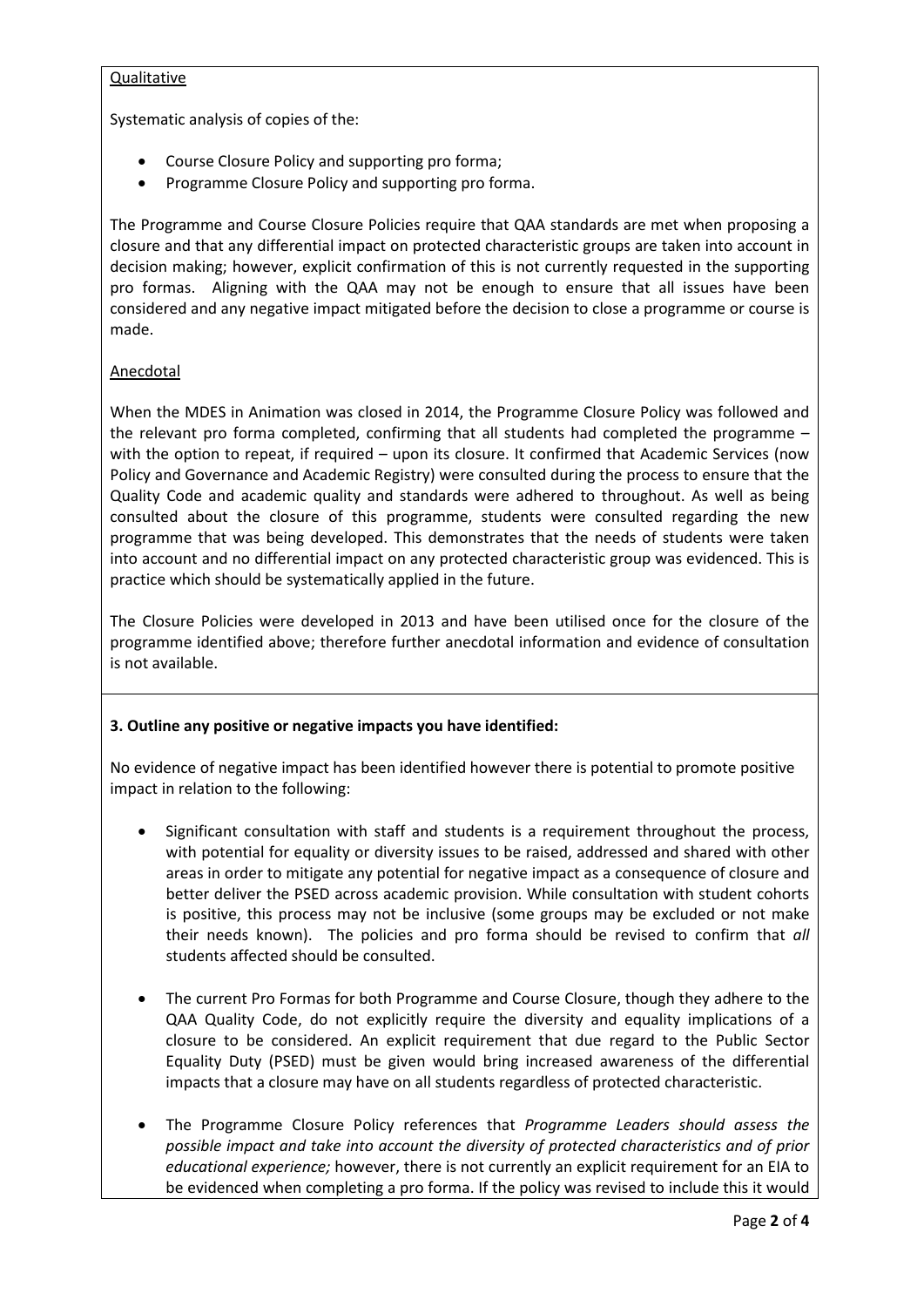Qualitative

Systematic analysis of copies of the:

- Course Closure Policy and supporting pro forma;
- Programme Closure Policy and supporting pro forma.

The Programme and Course Closure Policies require that QAA standards are met when proposing a closure and that any differential impact on protected characteristic groups are taken into account in decision making; however, explicit confirmation of this is not currently requested in the supporting pro formas. Aligning with the QAA may not be enough to ensure that all issues have been considered and any negative impact mitigated before the decision to close a programme or course is made.

Anecdotal

When the MDES in Animation was closed in 2014, the Programme Closure Policy was followed and the relevant pro forma completed, confirming that all students had completed the programme – with the option to repeat, if required – upon its closure. It confirmed that Academic Services (now Policy and Governance and Academic Registry) were consulted during the process to ensure that the Quality Code and academic quality and standards were adhered to throughout. As well as being consulted about the closure of this programme, students were consulted regarding the new programme that was being developed. This demonstrates that the needs of students were taken into account and no differential impact on any protected characteristic group was evidenced. This is practice which should be systematically applied in the future.

The Closure Policies were developed in 2013 and have been utilised once for the closure of the programme identified above; therefore further anecdotal information and evidence of consultation is not available.

**3. Outline any positive or negative impacts you have identified:**

No evidence of negative impact has been identified however there is potential to promote positive impact in relation to the following:

- Significant consultation with staff and students is a requirement throughout the process, with potential for equality or diversity issues to be raised, addressed and shared with other areas in order to mitigate any potential for negative impact as a consequence of closure and better deliver the PSED across academic provision. While consultation with student cohorts is positive, this process may not be inclusive (some groups may be excluded or not make their needs known). The policies and pro forma should be revised to confirm that *all* students affected should be consulted.

- The current Pro Formas for both Programme and Course Closure, though they adhere to the QAA Quality Code, do not explicitly require the diversity and equality implications of a closure to be considered. An explicit requirement that due regard to the Public Sector Equality Duty (PSED) must be given would bring increased awareness of the differential impacts that a closure may have on all students regardless of protected characteristic.

- The Programme Closure Policy references that *Programme Leaders should assess the possible impact and take into account the diversity of protected characteristics and of prior educational experience;* however, there is not currently an explicit requirement for an EIA to be evidenced when completing a pro forma. If the policy was revised to include this it would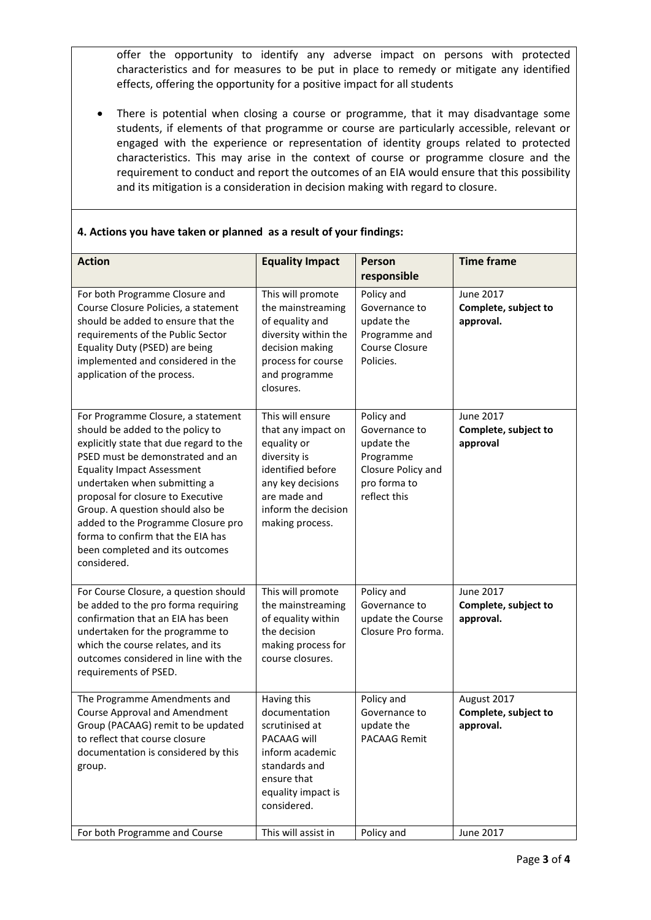offer the opportunity to identify any adverse impact on persons with protected characteristics and for measures to be put in place to remedy or mitigate any identified effects, offering the opportunity for a positive impact for all students

- There is potential when closing a course or programme, that it may disadvantage some students, if elements of that programme or course are particularly accessible, relevant or engaged with the experience or representation of identity groups related to protected characteristics. This may arise in the context of course or programme closure and the requirement to conduct and report the outcomes of an EIA would ensure that this possibility and its mitigation is a consideration in decision making with regard to closure.

**4. Actions you have taken or planned as a result of your findings:**

| Action | Equality Impact | Person responsible | Time frame |
|---|---|---|---|
| For both Programme Closure and Course Closure Policies, a statement should be added to ensure that the requirements of the Public Sector Equality Duty (PSED) are being implemented and considered in the application of the process. | This will promote the mainstreaming of equality and diversity within the decision making process for course and programme closures. | Policy and Governance to update the Programme and Course Closure Policies. | June 2017 **Complete, subject to approval.** |
| For Programme Closure, a statement should be added to the policy to explicitly state that due regard to the PSED must be demonstrated and an Equality Impact Assessment undertaken when submitting a proposal for closure to Executive Group. A question should also be added to the Programme Closure pro forma to confirm that the EIA has been completed and its outcomes considered. | This will ensure that any impact on equality or diversity is identified before any key decisions are made and inform the decision making process. | Policy and Governance to update the Programme Closure Policy and pro forma to reflect this | June 2017 **Complete, subject to approval** |
| For Course Closure, a question should be added to the pro forma requiring confirmation that an EIA has been undertaken for the programme to which the course relates, and its outcomes considered in line with the requirements of PSED. | This will promote the mainstreaming of equality within the decision making process for course closures. | Policy and Governance to update the Course Closure Pro forma. | June 2017 **Complete, subject to approval.** |
| The Programme Amendments and Course Approval and Amendment Group (PACAAG) remit to be updated to reflect that course closure documentation is considered by this group. | Having this documentation scrutinised at PACAAG will inform academic standards and ensure that equality impact is considered. | Policy and Governance to update the PACAAG Remit | August 2017 **Complete, subject to approval.** |
| For both Programme and Course | This will assist in | Policy and | June 2017 |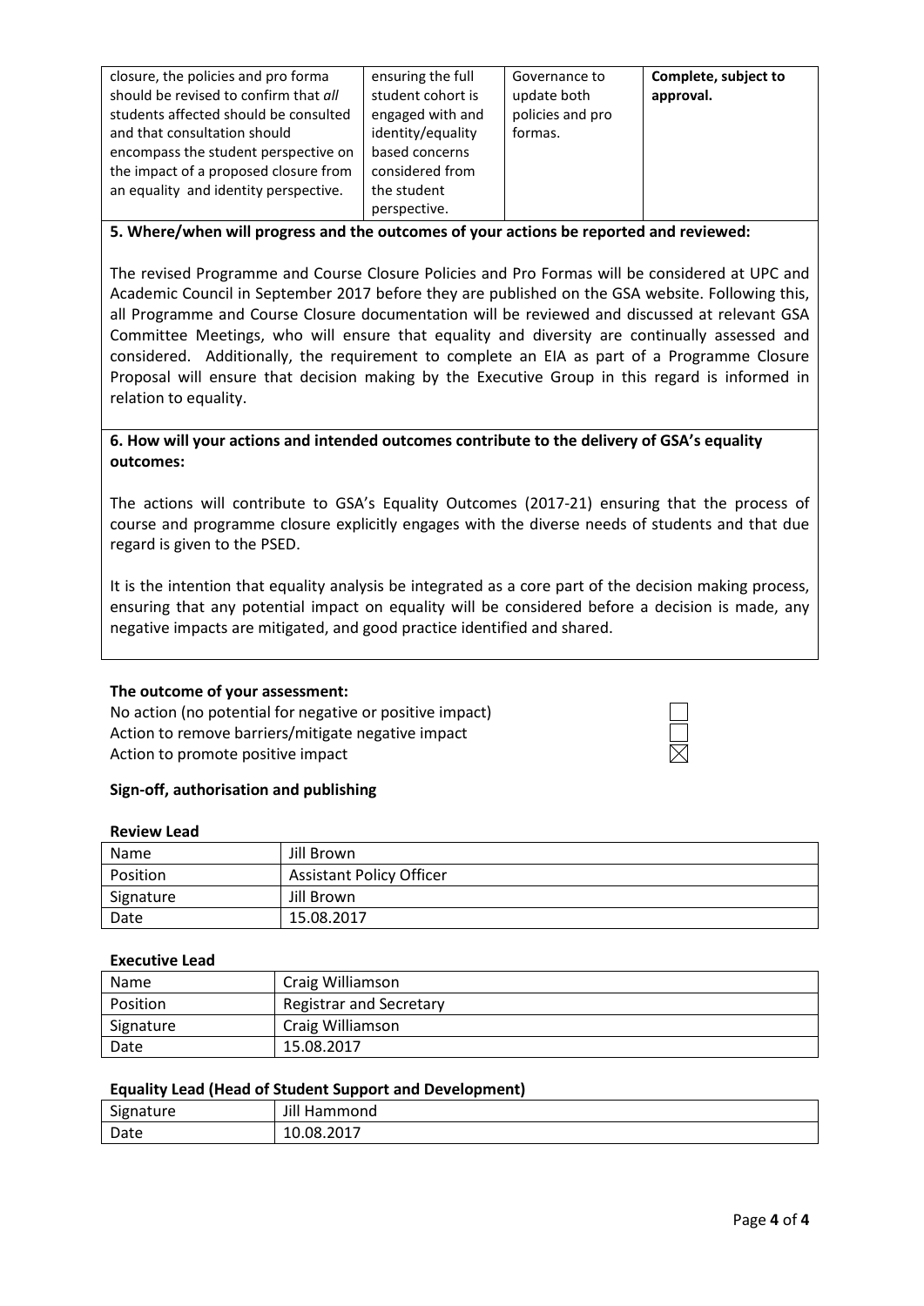| | | | |
|---|---|---|---|
| closure, the policies and pro forma should be revised to confirm that *all* students affected should be consulted and that consultation should encompass the student perspective on the impact of a proposed closure from an equality and identity perspective. | ensuring the full student cohort is engaged with and identity/equality based concerns considered from the student perspective. | Governance to update both policies and pro formas. | **Complete, subject to approval.** |

**5. Where/when will progress and the outcomes of your actions be reported and reviewed:**

The revised Programme and Course Closure Policies and Pro Formas will be considered at UPC and Academic Council in September 2017 before they are published on the GSA website. Following this, all Programme and Course Closure documentation will be reviewed and discussed at relevant GSA Committee Meetings, who will ensure that equality and diversity are continually assessed and considered. Additionally, the requirement to complete an EIA as part of a Programme Closure Proposal will ensure that decision making by the Executive Group in this regard is informed in relation to equality.

**6. How will your actions and intended outcomes contribute to the delivery of GSA's equality outcomes:**

The actions will contribute to GSA's Equality Outcomes (2017-21) ensuring that the process of course and programme closure explicitly engages with the diverse needs of students and that due regard is given to the PSED.

It is the intention that equality analysis be integrated as a core part of the decision making process, ensuring that any potential impact on equality will be considered before a decision is made, any negative impacts are mitigated, and good practice identified and shared.

**The outcome of your assessment:**

No action (no potential for negative or positive impact) ☐
Action to remove barriers/mitigate negative impact ☐
Action to promote positive impact ☒

**Sign-off, authorisation and publishing**

**Review Lead**

| | |
|---|---|
| Name | Jill Brown |
| Position | Assistant Policy Officer |
| Signature | Jill Brown |
| Date | 15.08.2017 |

**Executive Lead**

| | |
|---|---|
| Name | Craig Williamson |
| Position | Registrar and Secretary |
| Signature | Craig Williamson |
| Date | 15.08.2017 |

**Equality Lead (Head of Student Support and Development)**

| | |
|---|---|
| Signature | Jill Hammond |
| Date | 10.08.2017 |